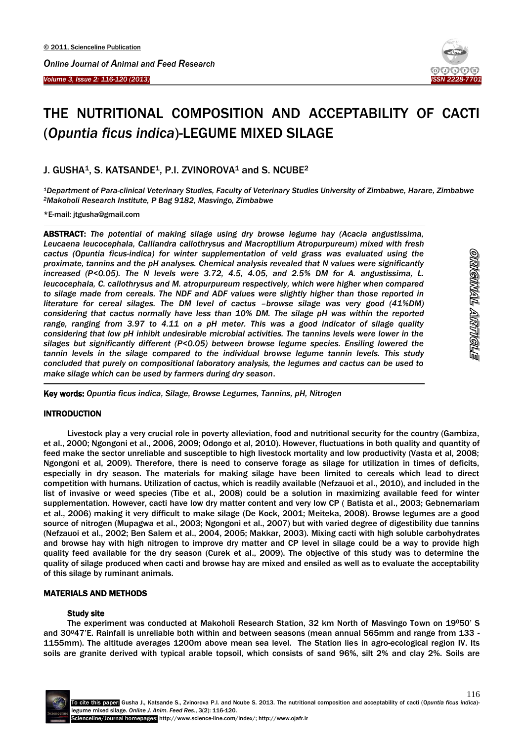# THE NUTRITIONAL COMPOSITION AND ACCEPTABILITY OF CACTI (*Opuntia ficus indica*)-LEGUME MIXED SILAGE

J. GUSHA[1], S. KATSANDE[1], P.I. ZVINOROVA[1] and S. NCUBE[2]

[1]*Department of Para-clinical Veterinary Studies, Faculty of Veterinary Studies University of Zimbabwe, Harare, Zimbabwe*
[2]*Makoholi Research Institute, P Bag 9182, Masvingo, Zimbabwe*

*E-mail: jtgusha@gmail.com

**ABSTRACT:** *The potential of making silage using dry browse legume hay (Acacia angustissima, Leucaena leucocephala, Calliandra callothrysus and Macroptilium Atropurpureum) mixed with fresh cactus (Opuntia ficus-indica) for winter supplementation of veld grass was evaluated using the proximate, tannins and the pH analyses. Chemical analysis revealed that N values were significantly increased (P<0.05). The N levels were 3.72, 4.5, 4.05, and 2.5% DM for A. angustissima, L. leucocephala, C. callothrysus and M. atropurpureum respectively, which were higher when compared to silage made from cereals. The NDF and ADF values were slightly higher than those reported in literature for cereal silages. The DM level of cactus –browse silage was very good (41%DM) considering that cactus normally have less than 10% DM. The silage pH was within the reported range, ranging from 3.97 to 4.11 on a pH meter. This was a good indicator of silage quality considering that low pH inhibit undesirable microbial activities. The tannins levels were lower in the silages but significantly different (P<0.05) between browse legume species. Ensiling lowered the tannin levels in the silage compared to the individual browse legume tannin levels. This study concluded that purely on compositional laboratory analysis, the legumes and cactus can be used to make silage which can be used by farmers during dry season.*

**Key words:** *Opuntia ficus indica, Silage, Browse Legumes, Tannins, pH, Nitrogen*

ORIGINAL ARTICLE

## INTRODUCTION

Livestock play a very crucial role in poverty alleviation, food and nutritional security for the country (Gambiza, et al., 2000; Ngongoni et al., 2006, 2009; Odongo et al, 2010). However, fluctuations in both quality and quantity of feed make the sector unreliable and susceptible to high livestock mortality and low productivity (Vasta et al, 2008; Ngongoni et al, 2009). Therefore, there is need to conserve forage as silage for utilization in times of deficits, especially in dry season. The materials for making silage have been limited to cereals which lead to direct competition with humans. Utilization of cactus, which is readily available (Nefzauoi et al., 2010), and included in the list of invasive or weed species (Tibe et al., 2008) could be a solution in maximizing available feed for winter supplementation. However, cacti have low dry matter content and very low CP ( Batista et al., 2003; Gebnemariam et al., 2006) making it very difficult to make silage (De Kock, 2001; Meiteka, 2008). Browse legumes are a good source of nitrogen (Mupagwa et al., 2003; Ngongoni et al., 2007) but with varied degree of digestibility due tannins (Nefzauoi et al., 2002; Ben Salem et al., 2004, 2005; Makkar, 2003). Mixing cacti with high soluble carbohydrates and browse hay with high nitrogen to improve dry matter and CP level in silage could be a way to provide high quality feed available for the dry season (Curek et al., 2009). The objective of this study was to determine the quality of silage produced when cacti and browse hay are mixed and ensiled as well as to evaluate the acceptability of this silage by ruminant animals.

## MATERIALS AND METHODS

### Study site

The experiment was conducted at Makoholi Research Station, 32 km North of Masvingo Town on 19°50' S and 30°47'E. Rainfall is unreliable both within and between seasons (mean annual 565mm and range from 133 - 1155mm). The altitude averages 1200m above mean sea level. The Station lies in agro-ecological region IV. Its soils are granite derived with typical arable topsoil, which consists of sand 96%, silt 2% and clay 2%. Soils are

To cite this paper: Gusha J., Katsande S., Zvinorova P.I. and Ncube S. 2013. The nutritional composition and acceptability of cacti (*Opuntia ficus indica*)-legume mixed silage. *Online J. Anim. Feed Res.*, 3(2): 116-120.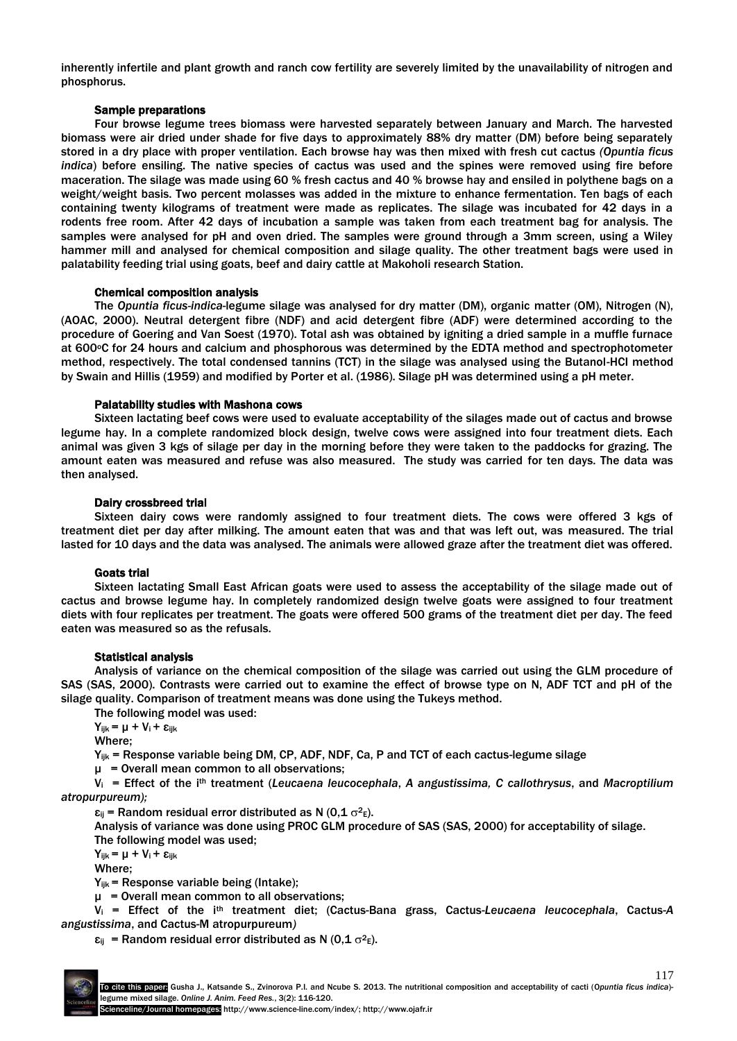inherently infertile and plant growth and ranch cow fertility are severely limited by the unavailability of nitrogen and phosphorus.

### Sample preparations

Four browse legume trees biomass were harvested separately between January and March. The harvested biomass were air dried under shade for five days to approximately 88% dry matter (DM) before being separately stored in a dry place with proper ventilation. Each browse hay was then mixed with fresh cut cactus *(Opuntia ficus indica*) before ensiling. The native species of cactus was used and the spines were removed using fire before maceration. The silage was made using 60 % fresh cactus and 40 % browse hay and ensiled in polythene bags on a weight/weight basis. Two percent molasses was added in the mixture to enhance fermentation. Ten bags of each containing twenty kilograms of treatment were made as replicates. The silage was incubated for 42 days in a rodents free room. After 42 days of incubation a sample was taken from each treatment bag for analysis. The samples were analysed for pH and oven dried. The samples were ground through a 3mm screen, using a Wiley hammer mill and analysed for chemical composition and silage quality. The other treatment bags were used in palatability feeding trial using goats, beef and dairy cattle at Makoholi research Station.

### Chemical composition analysis

The *Opuntia ficus-indica*-legume silage was analysed for dry matter (DM), organic matter (OM), Nitrogen (N), (AOAC, 2000). Neutral detergent fibre (NDF) and acid detergent fibre (ADF) were determined according to the procedure of Goering and Van Soest (1970). Total ash was obtained by igniting a dried sample in a muffle furnace at 600°C for 24 hours and calcium and phosphorous was determined by the EDTA method and spectrophotometer method, respectively. The total condensed tannins (TCT) in the silage was analysed using the Butanol-HCl method by Swain and Hillis (1959) and modified by Porter et al. (1986). Silage pH was determined using a pH meter.

### Palatability studies with Mashona cows

Sixteen lactating beef cows were used to evaluate acceptability of the silages made out of cactus and browse legume hay. In a complete randomized block design, twelve cows were assigned into four treatment diets. Each animal was given 3 kgs of silage per day in the morning before they were taken to the paddocks for grazing. The amount eaten was measured and refuse was also measured. The study was carried for ten days. The data was then analysed.

### Dairy crossbreed trial

Sixteen dairy cows were randomly assigned to four treatment diets. The cows were offered 3 kgs of treatment diet per day after milking. The amount eaten that was and that was left out, was measured. The trial lasted for 10 days and the data was analysed. The animals were allowed graze after the treatment diet was offered.

### Goats trial

Sixteen lactating Small East African goats were used to assess the acceptability of the silage made out of cactus and browse legume hay. In completely randomized design twelve goats were assigned to four treatment diets with four replicates per treatment. The goats were offered 500 grams of the treatment diet per day. The feed eaten was measured so as the refusals.

### Statistical analysis

Analysis of variance on the chemical composition of the silage was carried out using the GLM procedure of SAS (SAS, 2000). Contrasts were carried out to examine the effect of browse type on N, ADF TCT and pH of the silage quality. Comparison of treatment means was done using the Tukeys method.

The following model was used:

$Y_{ijk} = \mu + V_i + \varepsilon_{ijk}$

Where;

$Y_{ijk}$ = Response variable being DM, CP, ADF, NDF, Ca, P and TCT of each cactus-legume silage

$\mu$ = Overall mean common to all observations;

$V_i$ = Effect of the $i^{th}$ treatment (*Leucaena leucocephala*, *A angustissima, C callothrysus*, and *Macroptilium atropurpureum);*

$\varepsilon_{ij}$ = Random residual error distributed as N $(0,1\ \sigma^2_E)$.

Analysis of variance was done using PROC GLM procedure of SAS (SAS, 2000) for acceptability of silage.

The following model was used;

$Y_{ijk} = \mu + V_i + \varepsilon_{ijk}$

Where;

$Y_{ijk}$ = Response variable being (Intake);

$\mu$ = Overall mean common to all observations;

$V_i$ = Effect of the $i^{th}$ treatment diet; (Cactus-Bana grass, Cactus-*Leucaena leucocephala*, Cactus-*A angustissima*, and Cactus-*M* atropurpureum*)*

$\varepsilon_{ij}$ = Random residual error distributed as N $(0,1\ \sigma^2_E)$.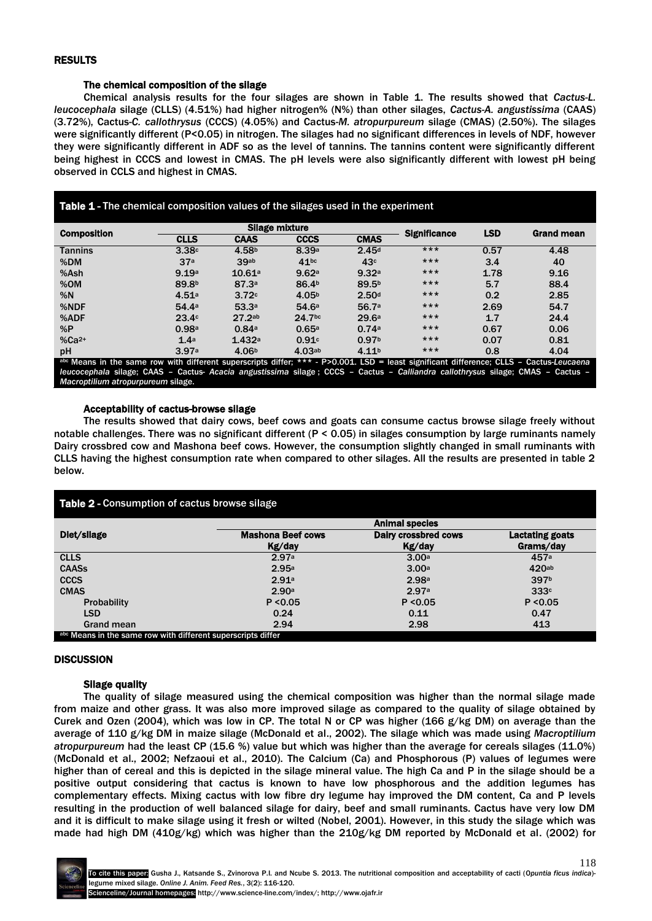## RESULTS

### The chemical composition of the silage

Chemical analysis results for the four silages are shown in Table 1. The results showed that *Cactus-L. leucocephala* silage (CLLS) (4.51%) had higher nitrogen% (N%) than other silages, *Cactus-A. angustissima* (CAAS) (3.72%), Cactus-*C. callothrysus* (CCCS) (4.05%) and Cactus-*M. atropurpureum* silage (CMAS) (2.50%). The silages were significantly different (P<0.05) in nitrogen. The silages had no significant differences in levels of NDF, however they were significantly different in ADF so as the level of tannins. The tannins content were significantly different being highest in CCCS and lowest in CMAS. The pH levels were also significantly different with lowest pH being observed in CLLS and highest in CMAS.

**Table 1** - The chemical composition values of the silages used in the experiment

| Composition | Silage mixture | | | | Significance | LSD | Grand mean |
|---|---|---|---|---|---|---|---|
| | CLLS | CAAS | CCCS | CMAS | | | |
| Tannins | 3.38[c] | 4.58[b] | 8.39[a] | 2.45[d] | *** | 0.57 | 4.48 |
| %DM | 37[a] | 39[ab] | 41[bc] | 43[c] | *** | 3.4 | 40 |
| %Ash | 9.19[a] | 10.61[a] | 9.62[a] | 9.32[a] | *** | 1.78 | 9.16 |
| %OM | 89.8[b] | 87.3[a] | 86.4[b] | 89.5[b] | *** | 5.7 | 88.4 |
| %N | 4.51[a] | 3.72[c] | 4.05[b] | 2.50[d] | *** | 0.2 | 2.85 |
| %NDF | 54.4[a] | 53.3[a] | 54.6[a] | 56.7[a] | *** | 2.69 | 54.7 |
| %ADF | 23.4[c] | 27.2[ab] | 24.7[bc] | 29.6[a] | *** | 1.7 | 24.4 |
| %P | 0.98[a] | 0.84[a] | 0.65[a] | 0.74[a] | *** | 0.67 | 0.06 |
| %$Ca^{2+}$ | 1.4[a] | 1.432[a] | 0.91[c] | 0.97[b] | *** | 0.07 | 0.81 |
| pH | 3.97[a] | 4.06[b] | 4.03[ab] | 4.11[b] | *** | 0.8 | 4.04 |

[abc] Means in the same row with different superscripts differ; *** - P>0.001. LSD = least significant difference; CLLS – Cactus-*Leucaena leucocephala* silage; CAAS – Cactus- *Acacia angustissima* silage ; CCCS – Cactus – *Calliandra callothrysus* silage; CMAS – Cactus – *Macroptilium atropurpureum* silage.

### Acceptability of cactus-browse silage

The results showed that dairy cows, beef cows and goats can consume cactus browse silage freely without notable challenges. There was no significant different (P < 0.05) in silages consumption by large ruminants namely Dairy crossbred cow and Mashona beef cows. However, the consumption slightly changed in small ruminants with CLLS having the highest consumption rate when compared to other silages. All the results are presented in table 2 below.

**Table 2** - Consumption of cactus browse silage

| Diet/silage | Animal species | | |
|---|---|---|---|
| | Mashona Beef cows Kg/day | Dairy crossbred cows Kg/day | Lactating goats Grams/day |
| CLLS | 2.97[a] | 3.00[a] | 457[a] |
| CAASs | 2.95[a] | 3.00[a] | 420[ab] |
| CCCS | 2.91[a] | 2.98[a] | 397[b] |
| CMAS | 2.90[a] | 2.97[a] | 333[c] |
| Probability | P <0.05 | P <0.05 | P <0.05 |
| LSD | 0.24 | 0.11 | 0.47 |
| Grand mean | 2.94 | 2.98 | 413 |

[abc] Means in the same row with different superscripts differ

## DISCUSSION

### Silage quality

The quality of silage measured using the chemical composition was higher than the normal silage made from maize and other grass. It was also more improved silage as compared to the quality of silage obtained by Curek and Ozen (2004), which was low in CP. The total N or CP was higher (166 g/kg DM) on average than the average of 110 g/kg DM in maize silage (McDonald et al., 2002). The silage which was made using *Macroptilium atropurpureum* had the least CP (15.6 %) value but which was higher than the average for cereals silages (11.0%) (McDonald et al., 2002; Nefzaoui et al., 2010). The Calcium (Ca) and Phosphorous (P) values of legumes were higher than of cereal and this is depicted in the silage mineral value. The high Ca and P in the silage should be a positive output considering that cactus is known to have low phosphorous and the addition legumes has complementary effects. Mixing cactus with low fibre dry legume hay has improved the DM content, Ca and P levels resulting in the production of well balanced silage for dairy, beef and small ruminants. Cactus have very low DM and it is difficult to make silage using it fresh or wilted (Nobel, 2001). However, in this study the silage which was made had high DM (410g/kg) which was higher than the 210g/kg DM reported by McDonald et al. (2002) for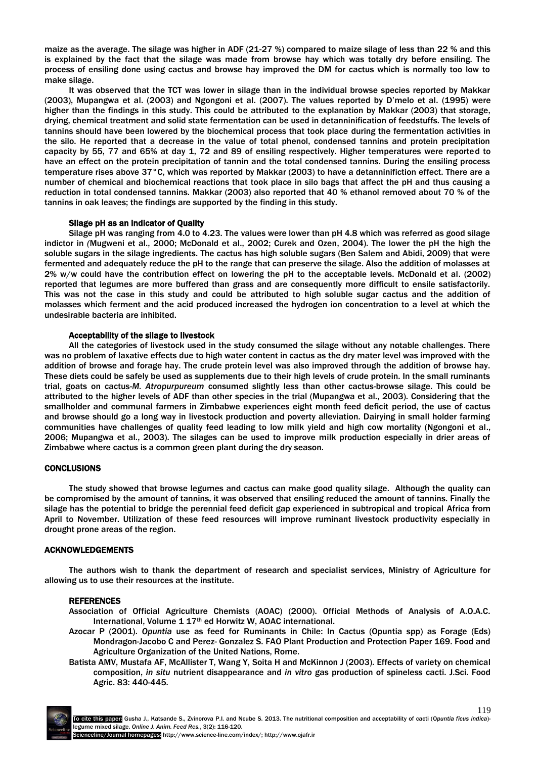maize as the average. The silage was higher in ADF (21-27 %) compared to maize silage of less than 22 % and this is explained by the fact that the silage was made from browse hay which was totally dry before ensiling. The process of ensiling done using cactus and browse hay improved the DM for cactus which is normally too low to make silage.

It was observed that the TCT was lower in silage than in the individual browse species reported by Makkar (2003), Mupangwa et al. (2003) and Ngongoni et al. (2007). The values reported by D'melo et al. (1995) were higher than the findings in this study. This could be attributed to the explanation by Makkar (2003) that storage, drying, chemical treatment and solid state fermentation can be used in detanninification of feedstuffs. The levels of tannins should have been lowered by the biochemical process that took place during the fermentation activities in the silo. He reported that a decrease in the value of total phenol, condensed tannins and protein precipitation capacity by 55, 77 and 65% at day 1, 72 and 89 of ensiling respectively. Higher temperatures were reported to have an effect on the protein precipitation of tannin and the total condensed tannins. During the ensiling process temperature rises above 37°C, which was reported by Makkar (2003) to have a detanninifiction effect. There are a number of chemical and biochemical reactions that took place in silo bags that affect the pH and thus causing a reduction in total condensed tannins. Makkar (2003) also reported that 40 % ethanol removed about 70 % of the tannins in oak leaves; the findings are supported by the finding in this study.

### Silage pH as an indicator of Quality

Silage pH was ranging from 4.0 to 4.23. The values were lower than pH 4.8 which was referred as good silage indictor in (Mugweni et al., 2000; McDonald et al., 2002; Curek and Ozen, 2004). The lower the pH the high the soluble sugars in the silage ingredients. The cactus has high soluble sugars (Ben Salem and Abidi, 2009) that were fermented and adequately reduce the pH to the range that can preserve the silage. Also the addition of molasses at 2% w/w could have the contribution effect on lowering the pH to the acceptable levels. McDonald et al. (2002) reported that legumes are more buffered than grass and are consequently more difficult to ensile satisfactorily. This was not the case in this study and could be attributed to high soluble sugar cactus and the addition of molasses which ferment and the acid produced increased the hydrogen ion concentration to a level at which the undesirable bacteria are inhibited.

### Acceptability of the silage to livestock

All the categories of livestock used in the study consumed the silage without any notable challenges. There was no problem of laxative effects due to high water content in cactus as the dry mater level was improved with the addition of browse and forage hay. The crude protein level was also improved through the addition of browse hay. These diets could be safely be used as supplements due to their high levels of crude protein. In the small ruminants trial, goats on cactus-*M. Atropurpureum* consumed slightly less than other cactus-browse silage. This could be attributed to the higher levels of ADF than other species in the trial (Mupangwa et al., 2003). Considering that the smallholder and communal farmers in Zimbabwe experiences eight month feed deficit period, the use of cactus and browse should go a long way in livestock production and poverty alleviation. Dairying in small holder farming communities have challenges of quality feed leading to low milk yield and high cow mortality (Ngongoni et al., 2006; Mupangwa et al., 2003). The silages can be used to improve milk production especially in drier areas of Zimbabwe where cactus is a common green plant during the dry season.

## CONCLUSIONS

The study showed that browse legumes and cactus can make good quality silage. Although the quality can be compromised by the amount of tannins, it was observed that ensiling reduced the amount of tannins. Finally the silage has the potential to bridge the perennial feed deficit gap experienced in subtropical and tropical Africa from April to November. Utilization of these feed resources will improve ruminant livestock productivity especially in drought prone areas of the region.

## ACKNOWLEDGEMENTS

The authors wish to thank the department of research and specialist services, Ministry of Agriculture for allowing us to use their resources at the institute.

## REFERENCES

Association of Official Agriculture Chemists (AOAC) (2000). Official Methods of Analysis of A.O.A.C. International, Volume 1 17th ed Horwitz W, AOAC international.

Azocar P (2001). *Opuntia* use as feed for Ruminants in Chile: In Cactus (Opuntia spp) as Forage (Eds) Mondragon-Jacobo C and Perez- Gonzalez S. FAO Plant Production and Protection Paper 169. Food and Agriculture Organization of the United Nations, Rome.

Batista AMV, Mustafa AF, McAllister T, Wang Y, Soita H and McKinnon J (2003). Effects of variety on chemical composition, *in situ* nutrient disappearance and *in vitro* gas production of spineless cacti. J.Sci. Food Agric. 83: 440-445.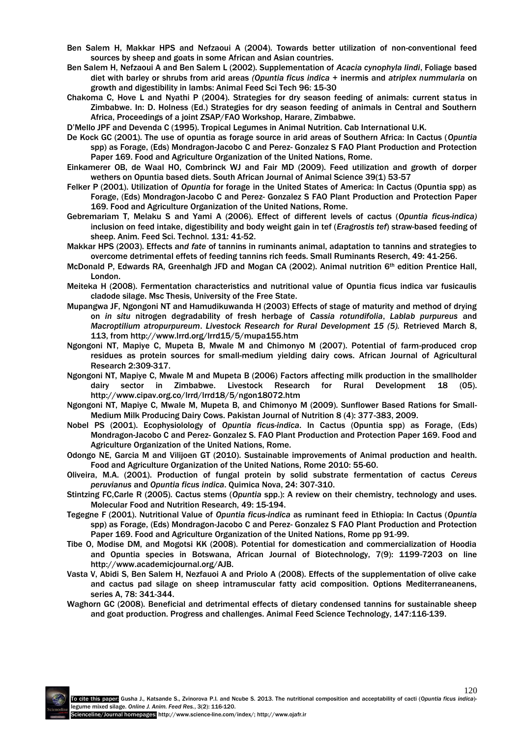Ben Salem H, Makkar HPS and Nefzaoui A (2004). Towards better utilization of non-conventional feed sources by sheep and goats in some African and Asian countries.

Ben Salem H, Nefzaoui A and Ben Salem L (2002). Supplementation of *Acacia cynophyla lindi*, Foliage based diet with barley or shrubs from arid areas *(Opuntia ficus indica* + inermis and *atriplex nummularia* on growth and digestibility in lambs: Animal Feed Sci Tech 96: 15-30

Chakoma C, Hove L and Nyathi P (2004). Strategies for dry season feeding of animals: current status in Zimbabwe. In: D. Holness (Ed.) Strategies for dry season feeding of animals in Central and Southern Africa, Proceedings of a joint ZSAP/FAO Workshop, Harare, Zimbabwe.

D'Mello JPF and Devenda C (1995). Tropical Legumes in Animal Nutrition. Cab International U.K.

De Kock GC (2001). The use of opuntia as forage source in arid areas of Southern Africa: In Cactus (*Opuntia* spp) as Forage, (Eds) Mondragon-Jacobo C and Perez- Gonzalez S FAO Plant Production and Protection Paper 169. Food and Agriculture Organization of the United Nations, Rome.

Einkamerer OB, de Waal HO, Combrinck WJ and Fair MD (2009). Feed utilization and growth of dorper wethers on Opuntia based diets. South African Journal of Animal Science 39(1) 53-57

Felker P (2001). Utilization of *Opuntia* for forage in the United States of America: In Cactus (Opuntia spp) as Forage, (Eds) Mondragon-Jacobo C and Perez- Gonzalez S FAO Plant Production and Protection Paper 169. Food and Agriculture Organization of the United Nations, Rome.

Gebremariam T, Melaku S and Yami A (2006). Effect of different levels of cactus (*Opuntia ficus-indica)* inclusion on feed intake, digestibility and body weight gain in tef (*Eragrostis tef*) straw-based feeding of sheep. Anim. Feed Sci. Technol. 131: 41-52.

Makkar HPS (2003). Effects an*d fate* of tannins in ruminants animal, adaptation to tannins and strategies to overcome detrimental effets of feeding tannins rich feeds. Small Ruminants Reserch, 49: 41-256.

McDonald P, Edwards RA, Greenhalgh JFD and Mogan CA (2002). Animal nutrition 6th edition Prentice Hall, London.

Meiteka H (2008). Fermentation characteristics and nutritional value of Opuntia ficus indica var fusicaulis cladode silage. Msc Thesis, University of the Free State.

Mupangwa JF, Ngongoni NT and Hamudikuwanda H (2003) Effects of stage of maturity and method of drying on *in situ* nitrogen degradability of fresh herbage of *Cassia rotundifolia*, *Lablab purpureus* and *Macroptilium atropurpureum*. *Livestock Research for Rural Development 15 (5).* Retrieved March 8, 113, from http://www.lrrd.org/lrrd15/5/mupa155.htm

Ngongoni NT, Mapiye C, Mupeta B, Mwale M and Chimonyo M (2007). Potential of farm-produced crop residues as protein sources for small-medium yielding dairy cows. African Journal of Agricultural Research 2:309-317.

Ngongoni NT, Mapiye C, Mwale M and Mupeta B (2006) Factors affecting milk production in the smallholder dairy sector in Zimbabwe. Livestock Research for Rural Development 18 (05). http://www.cipav.org.co/lrrd/lrrd18/5/ngon18072.htm

Ngongoni NT, Mapiye C, Mwale M, Mupeta B, and Chimonyo M (2009). Sunflower Based Rations for Small-Medium Milk Producing Dairy Cows. Pakistan Journal of Nutrition 8 (4): 377-383, 2009.

Nobel PS (2001). Ecophysiolology of *Opuntia ficus-indica*. In Cactus (Opuntia spp) as Forage, (Eds) Mondragon-Jacobo C and Perez- Gonzalez S. FAO Plant Production and Protection Paper 169. Food and Agriculture Organization of the United Nations, Rome.

Odongo NE, Garcia M and Vilijoen GT (2010). Sustainable improvements of Animal production and health. Food and Agriculture Organization of the United Nations, Rome 2010: 55-60.

Oliveira, M.A. (2001). Production of fungal protein by solid substrate fermentation of cactus *Cereus peruvianus* and *Opuntia ficus indica*. Quimica Nova, 24: 307-310.

Stintzing FC,Carle R (2005). Cactus stems (*Opuntia* spp.): A review on their chemistry, technology and uses. Molecular Food and Nutrition Research, 49: 15-194.

Tegegne F (2001). Nutritional Value of *Opuntia ficus-indica* as ruminant feed in Ethiopia: In Cactus (*Opuntia* spp) as Forage, (Eds) Mondragon-Jacobo C and Perez- Gonzalez S FAO Plant Production and Protection Paper 169. Food and Agriculture Organization of the United Nations, Rome pp 91-99.

Tibe O, Modise DM, and Mogotsi KK (2008). Potential for domestication and commercialization of Hoodia and Opuntia species in Botswana, African Journal of Biotechnology, 7(9): 1199-7203 on line http://www.academicjournal.org/AJB.

Vasta V, Abidi S, Ben Salem H, Nezfauoi A and Priolo A (2008). Effects of the supplementation of olive cake and cactus pad silage on sheep intramuscular fatty acid composition. Options Mediterraneanens, series A, 78: 341-344.

Waghorn GC (2008). Beneficial and detrimental effects of dietary condensed tannins for sustainable sheep and goat production. Progress and challenges. Animal Feed Science Technology, 147:116-139.